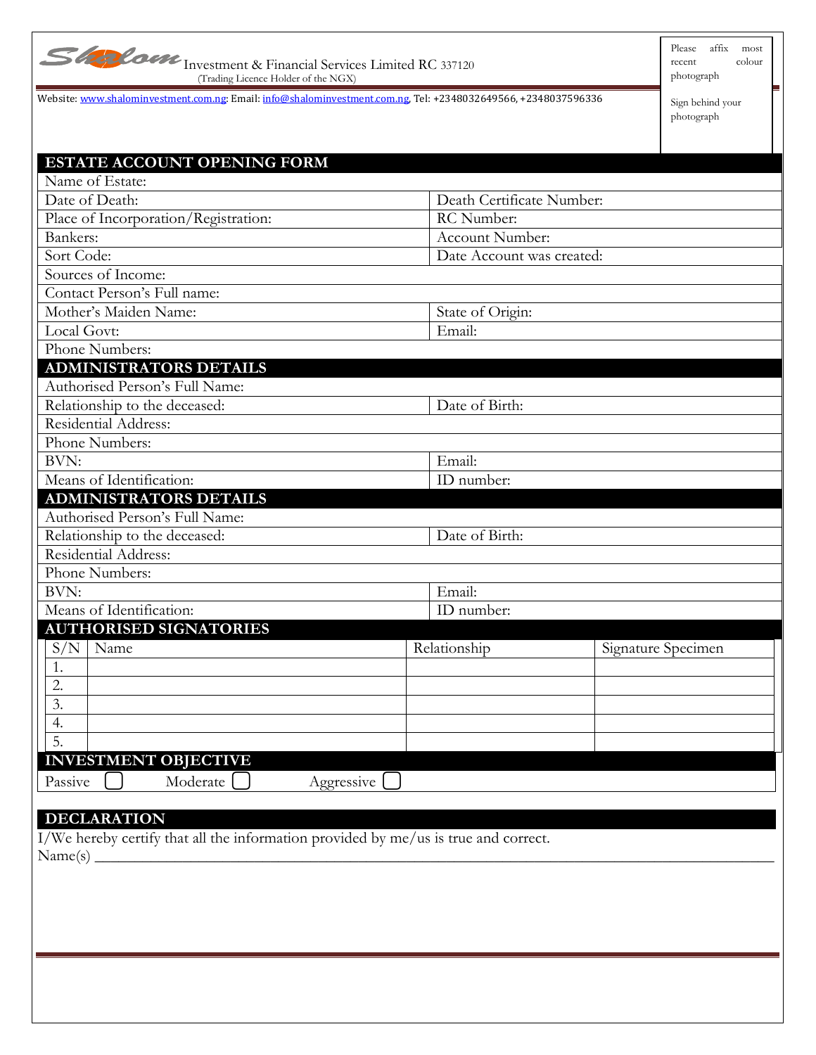Shalom Investment & Financial Services Limited RC 337120
(Trading Licence Holder of the NGX)

Website: www.shalominvestment.com.ng; Email: info@shalominvestment.com.ng, Tel: +2348032649566, +2348037596336

Please affix most recent colour photograph

Sign behind your photograph

## ESTATE ACCOUNT OPENING FORM

| | |
|---|---|
| Name of Estate: | |
| Date of Death: | Death Certificate Number: |
| Place of Incorporation/Registration: | RC Number: |
| Bankers: | Account Number: |
| Sort Code: | Date Account was created: |
| Sources of Income: | |
| Contact Person's Full name: | |
| Mother's Maiden Name: | State of Origin: |
| Local Govt: | Email: |
| Phone Numbers: | |

## ADMINISTRATORS DETAILS

| | |
|---|---|
| Authorised Person's Full Name: | |
| Relationship to the deceased: | Date of Birth: |
| Residential Address: | |
| Phone Numbers: | |
| BVN: | Email: |
| Means of Identification: | ID number: |

## ADMINISTRATORS DETAILS

| | |
|---|---|
| Authorised Person's Full Name: | |
| Relationship to the deceased: | Date of Birth: |
| Residential Address: | |
| Phone Numbers: | |
| BVN: | Email: |
| Means of Identification: | ID number: |

## AUTHORISED SIGNATORIES

| S/N | Name | Relationship | Signature Specimen |
|---|---|---|---|
| 1. | | | |
| 2. | | | |
| 3. | | | |
| 4. | | | |
| 5. | | | |

## INVESTMENT OBJECTIVE

Passive ☐ Moderate ☐ Aggressive ☐

## DECLARATION

I/We hereby certify that all the information provided by me/us is true and correct.

Name(s) ______________________________________________________________________________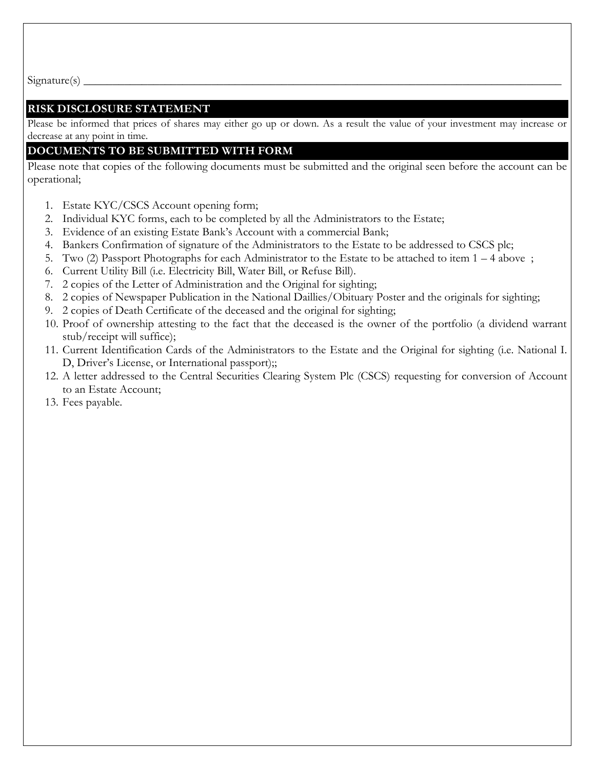Signature(s) _______________________________________________________________________________

## RISK DISCLOSURE STATEMENT

Please be informed that prices of shares may either go up or down. As a result the value of your investment may increase or decrease at any point in time.

## DOCUMENTS TO BE SUBMITTED WITH FORM

Please note that copies of the following documents must be submitted and the original seen before the account can be operational;

1. Estate KYC/CSCS Account opening form;
2. Individual KYC forms, each to be completed by all the Administrators to the Estate;
3. Evidence of an existing Estate Bank's Account with a commercial Bank;
4. Bankers Confirmation of signature of the Administrators to the Estate to be addressed to CSCS plc;
5. Two (2) Passport Photographs for each Administrator to the Estate to be attached to item 1 – 4 above ;
6. Current Utility Bill (i.e. Electricity Bill, Water Bill, or Refuse Bill).
7. 2 copies of the Letter of Administration and the Original for sighting;
8. 2 copies of Newspaper Publication in the National Daillies/Obituary Poster and the originals for sighting;
9. 2 copies of Death Certificate of the deceased and the original for sighting;
10. Proof of ownership attesting to the fact that the deceased is the owner of the portfolio (a dividend warrant stub/receipt will suffice);
11. Current Identification Cards of the Administrators to the Estate and the Original for sighting (i.e. National I. D, Driver's License, or International passport);;
12. A letter addressed to the Central Securities Clearing System Plc (CSCS) requesting for conversion of Account to an Estate Account;
13. Fees payable.